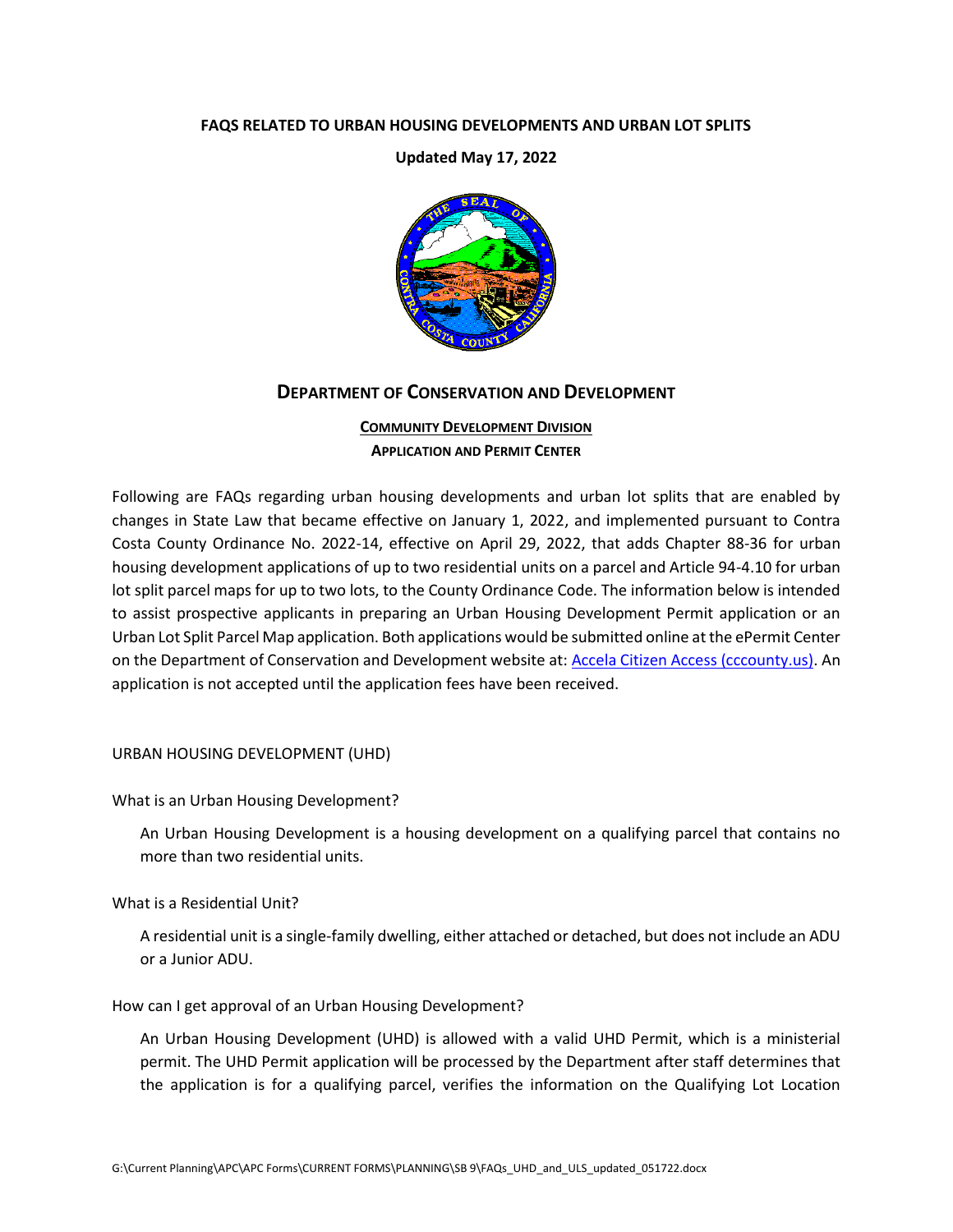**FAQS RELATED TO URBAN HOUSING DEVELOPMENTS AND URBAN LOT SPLITS**

**Updated May 17, 2022**

# DEPARTMENT OF CONSERVATION AND DEVELOPMENT

**COMMUNITY DEVELOPMENT DIVISION**

**APPLICATION AND PERMIT CENTER**

Following are FAQs regarding urban housing developments and urban lot splits that are enabled by changes in State Law that became effective on January 1, 2022, and implemented pursuant to Contra Costa County Ordinance No. 2022-14, effective on April 29, 2022, that adds Chapter 88-36 for urban housing development applications of up to two residential units on a parcel and Article 94-4.10 for urban lot split parcel maps for up to two lots, to the County Ordinance Code. The information below is intended to assist prospective applicants in preparing an Urban Housing Development Permit application or an Urban Lot Split Parcel Map application. Both applications would be submitted online at the ePermit Center on the Department of Conservation and Development website at: Accela Citizen Access (cccounty.us). An application is not accepted until the application fees have been received.

URBAN HOUSING DEVELOPMENT (UHD)

What is an Urban Housing Development?

An Urban Housing Development is a housing development on a qualifying parcel that contains no more than two residential units.

What is a Residential Unit?

A residential unit is a single-family dwelling, either attached or detached, but does not include an ADU or a Junior ADU.

How can I get approval of an Urban Housing Development?

An Urban Housing Development (UHD) is allowed with a valid UHD Permit, which is a ministerial permit. The UHD Permit application will be processed by the Department after staff determines that the application is for a qualifying parcel, verifies the information on the Qualifying Lot Location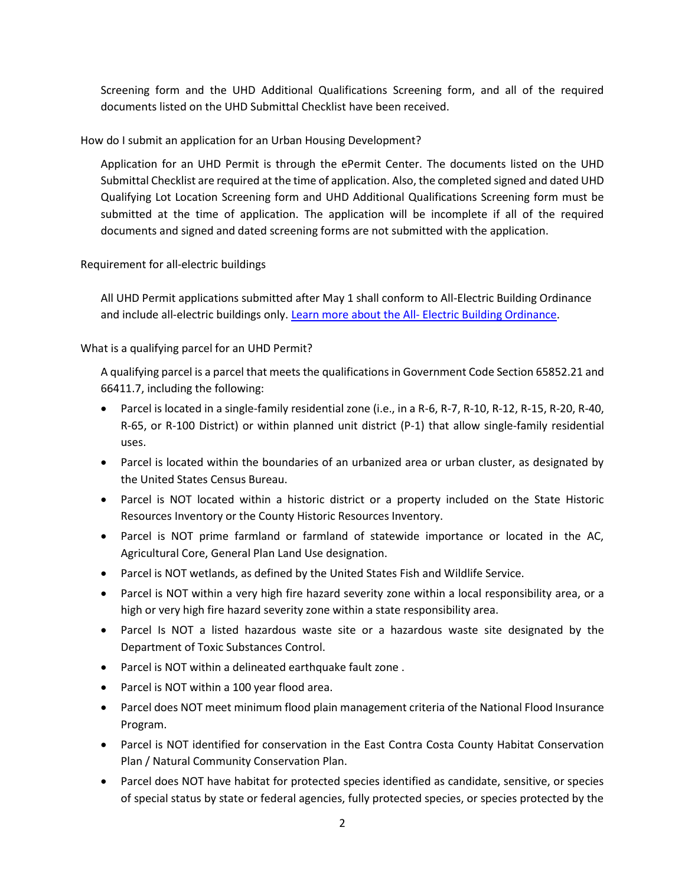Screening form and the UHD Additional Qualifications Screening form, and all of the required documents listed on the UHD Submittal Checklist have been received.

How do I submit an application for an Urban Housing Development?

Application for an UHD Permit is through the ePermit Center. The documents listed on the UHD Submittal Checklist are required at the time of application. Also, the completed signed and dated UHD Qualifying Lot Location Screening form and UHD Additional Qualifications Screening form must be submitted at the time of application. The application will be incomplete if all of the required documents and signed and dated screening forms are not submitted with the application.

Requirement for all-electric buildings

All UHD Permit applications submitted after May 1 shall conform to All-Electric Building Ordinance and include all-electric buildings only. [Learn more about the All- Electric Building Ordinance].

What is a qualifying parcel for an UHD Permit?

A qualifying parcel is a parcel that meets the qualifications in Government Code Section 65852.21 and 66411.7, including the following:

- Parcel is located in a single-family residential zone (i.e., in a R-6, R-7, R-10, R-12, R-15, R-20, R-40, R-65, or R-100 District) or within planned unit district (P-1) that allow single-family residential uses.
- Parcel is located within the boundaries of an urbanized area or urban cluster, as designated by the United States Census Bureau.
- Parcel is NOT located within a historic district or a property included on the State Historic Resources Inventory or the County Historic Resources Inventory.
- Parcel is NOT prime farmland or farmland of statewide importance or located in the AC, Agricultural Core, General Plan Land Use designation.
- Parcel is NOT wetlands, as defined by the United States Fish and Wildlife Service.
- Parcel is NOT within a very high fire hazard severity zone within a local responsibility area, or a high or very high fire hazard severity zone within a state responsibility area.
- Parcel Is NOT a listed hazardous waste site or a hazardous waste site designated by the Department of Toxic Substances Control.
- Parcel is NOT within a delineated earthquake fault zone .
- Parcel is NOT within a 100 year flood area.
- Parcel does NOT meet minimum flood plain management criteria of the National Flood Insurance Program.
- Parcel is NOT identified for conservation in the East Contra Costa County Habitat Conservation Plan / Natural Community Conservation Plan.
- Parcel does NOT have habitat for protected species identified as candidate, sensitive, or species of special status by state or federal agencies, fully protected species, or species protected by the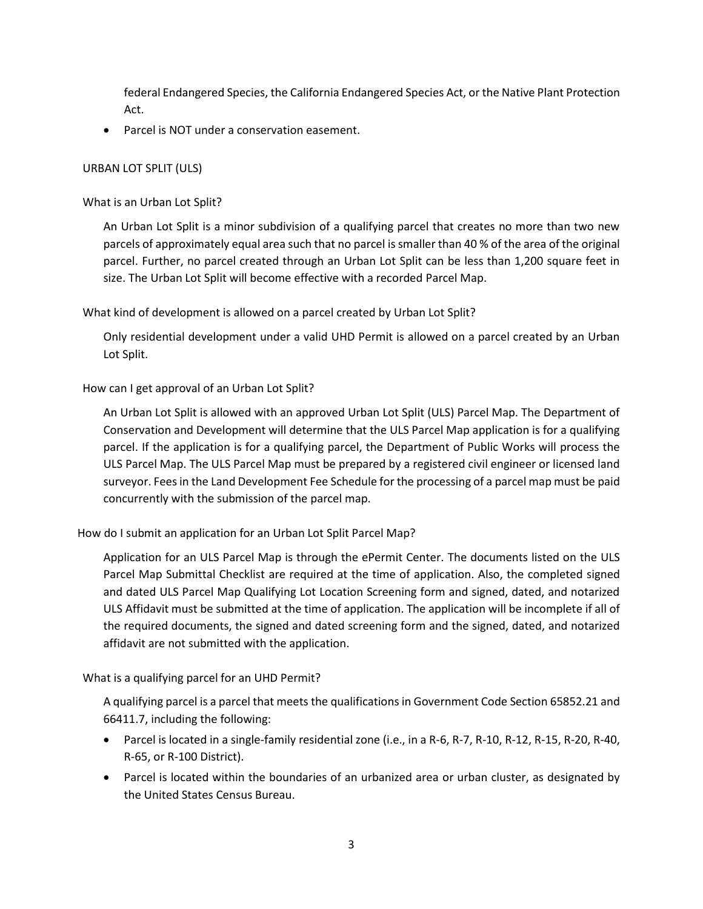federal Endangered Species, the California Endangered Species Act, or the Native Plant Protection Act.

- Parcel is NOT under a conservation easement.

## URBAN LOT SPLIT (ULS)

### What is an Urban Lot Split?

An Urban Lot Split is a minor subdivision of a qualifying parcel that creates no more than two new parcels of approximately equal area such that no parcel is smaller than 40 % of the area of the original parcel. Further, no parcel created through an Urban Lot Split can be less than 1,200 square feet in size. The Urban Lot Split will become effective with a recorded Parcel Map.

### What kind of development is allowed on a parcel created by Urban Lot Split?

Only residential development under a valid UHD Permit is allowed on a parcel created by an Urban Lot Split.

### How can I get approval of an Urban Lot Split?

An Urban Lot Split is allowed with an approved Urban Lot Split (ULS) Parcel Map. The Department of Conservation and Development will determine that the ULS Parcel Map application is for a qualifying parcel. If the application is for a qualifying parcel, the Department of Public Works will process the ULS Parcel Map. The ULS Parcel Map must be prepared by a registered civil engineer or licensed land surveyor. Fees in the Land Development Fee Schedule for the processing of a parcel map must be paid concurrently with the submission of the parcel map.

### How do I submit an application for an Urban Lot Split Parcel Map?

Application for an ULS Parcel Map is through the ePermit Center. The documents listed on the ULS Parcel Map Submittal Checklist are required at the time of application. Also, the completed signed and dated ULS Parcel Map Qualifying Lot Location Screening form and signed, dated, and notarized ULS Affidavit must be submitted at the time of application. The application will be incomplete if all of the required documents, the signed and dated screening form and the signed, dated, and notarized affidavit are not submitted with the application.

### What is a qualifying parcel for an UHD Permit?

A qualifying parcel is a parcel that meets the qualifications in Government Code Section 65852.21 and 66411.7, including the following:

- Parcel is located in a single-family residential zone (i.e., in a R-6, R-7, R-10, R-12, R-15, R-20, R-40, R-65, or R-100 District).
- Parcel is located within the boundaries of an urbanized area or urban cluster, as designated by the United States Census Bureau.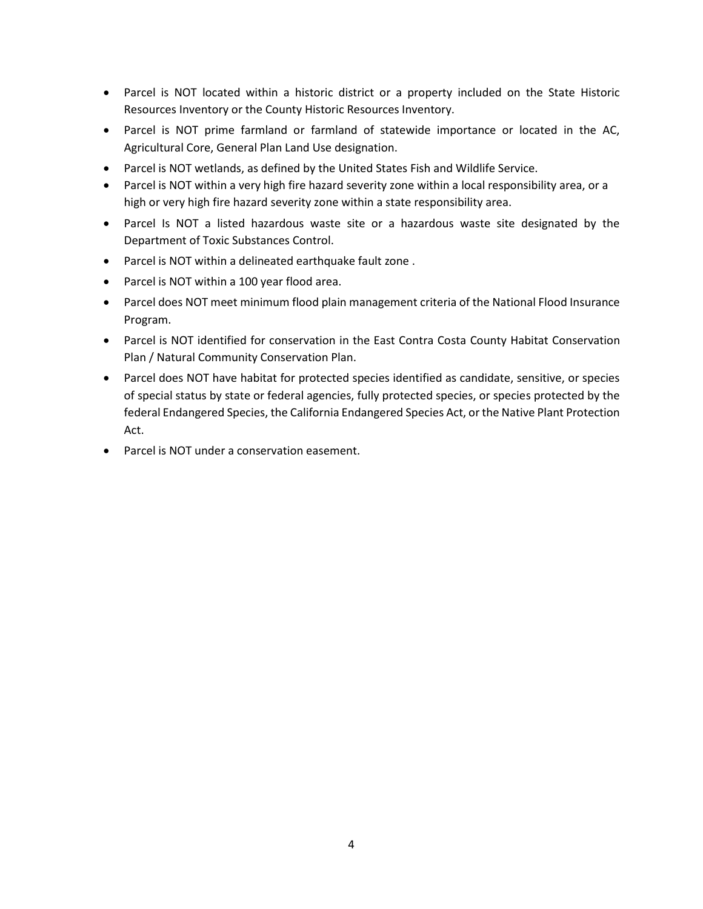- Parcel is NOT located within a historic district or a property included on the State Historic Resources Inventory or the County Historic Resources Inventory.
- Parcel is NOT prime farmland or farmland of statewide importance or located in the AC, Agricultural Core, General Plan Land Use designation.
- Parcel is NOT wetlands, as defined by the United States Fish and Wildlife Service.
- Parcel is NOT within a very high fire hazard severity zone within a local responsibility area, or a high or very high fire hazard severity zone within a state responsibility area.
- Parcel Is NOT a listed hazardous waste site or a hazardous waste site designated by the Department of Toxic Substances Control.
- Parcel is NOT within a delineated earthquake fault zone .
- Parcel is NOT within a 100 year flood area.
- Parcel does NOT meet minimum flood plain management criteria of the National Flood Insurance Program.
- Parcel is NOT identified for conservation in the East Contra Costa County Habitat Conservation Plan / Natural Community Conservation Plan.
- Parcel does NOT have habitat for protected species identified as candidate, sensitive, or species of special status by state or federal agencies, fully protected species, or species protected by the federal Endangered Species, the California Endangered Species Act, or the Native Plant Protection Act.
- Parcel is NOT under a conservation easement.